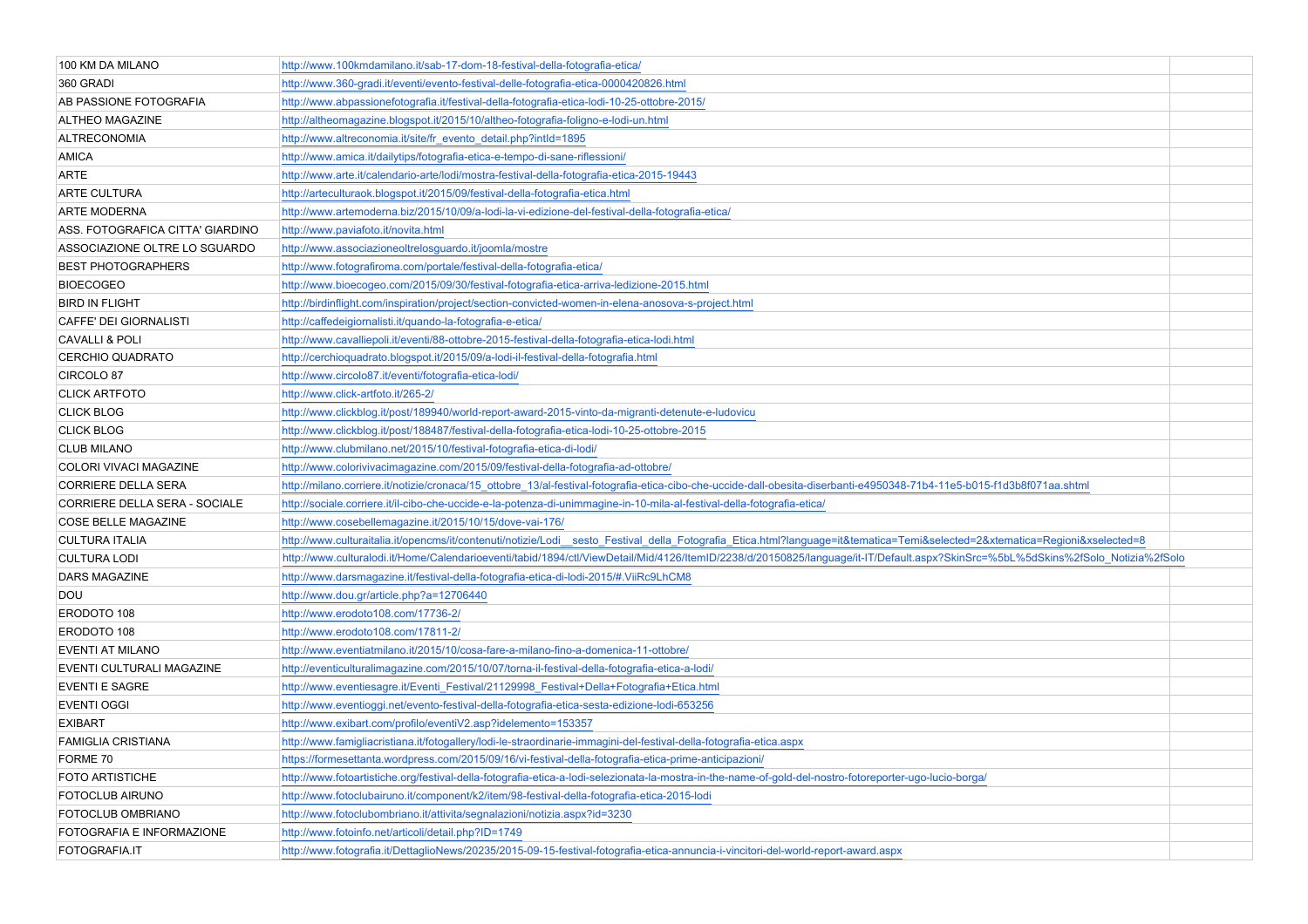| | | |
|---|---|---|
| 100 KM DA MILANO | http://www.100kmdamilano.it/sab-17-dom-18-festival-della-fotografia-etica/ | |
| 360 GRADI | http://www.360-gradi.it/eventi/evento-festival-delle-fotografia-etica-0000420826.html | |
| AB PASSIONE FOTOGRAFIA | http://www.abpassionefotografia.it/festival-della-fotografia-etica-lodi-10-25-ottobre-2015/ | |
| ALTHEO MAGAZINE | http://altheomagazine.blogspot.it/2015/10/altheo-fotografia-foligno-e-lodi-un.html | |
| ALTRECONOMIA | http://www.altreconomia.it/site/fr_evento_detail.php?intId=1895 | |
| AMICA | http://www.amica.it/dailytips/fotografia-etica-e-tempo-di-sane-riflessioni/ | |
| ARTE | http://www.arte.it/calendario-arte/lodi/mostra-festival-della-fotografia-etica-2015-19443 | |
| ARTE CULTURA | http://arteculturaok.blogspot.it/2015/09/festival-della-fotografia-etica.html | |
| ARTE MODERNA | http://www.artemoderna.biz/2015/10/09/a-lodi-la-vi-edizione-del-festival-della-fotografia-etica/ | |
| ASS. FOTOGRAFICA CITTA' GIARDINO | http://www.paviafoto.it/novita.html | |
| ASSOCIAZIONE OLTRE LO SGUARDO | http://www.associazioneoltrelosguardo.it/joomla/mostre | |
| BEST PHOTOGRAPHERS | http://www.fotografiroma.com/portale/festival-della-fotografia-etica/ | |
| BIOECOGEO | http://www.bioecogeo.com/2015/09/30/festival-fotografia-etica-arriva-ledizione-2015.html | |
| BIRD IN FLIGHT | http://birdinflight.com/inspiration/project/section-convicted-women-in-elena-anosova-s-project.html | |
| CAFFE' DEI GIORNALISTI | http://caffedeigiornalisti.it/quando-la-fotografia-e-etica/ | |
| CAVALLI & POLI | http://www.cavalliepoli.it/eventi/88-ottobre-2015-festival-della-fotografia-etica-lodi.html | |
| CERCHIO QUADRATO | http://cerchioquadrato.blogspot.it/2015/09/a-lodi-il-festival-della-fotografia.html | |
| CIRCOLO 87 | http://www.circolo87.it/eventi/fotografia-etica-lodi/ | |
| CLICK ARTFOTO | http://www.click-artfoto.it/265-2/ | |
| CLICK BLOG | http://www.clickblog.it/post/189940/world-report-award-2015-vinto-da-migranti-detenute-e-ludovicu | |
| CLICK BLOG | http://www.clickblog.it/post/188487/festival-della-fotografia-etica-lodi-10-25-ottobre-2015 | |
| CLUB MILANO | http://www.clubmilano.net/2015/10/festival-fotografia-etica-di-lodi/ | |
| COLORI VIVACI MAGAZINE | http://www.colorivivacimagazine.com/2015/09/festival-della-fotografia-ad-ottobre/ | |
| CORRIERE DELLA SERA | http://milano.corriere.it/notizie/cronaca/15_ottobre_13/al-festival-fotografia-etica-cibo-che-uccide-dall-obesita-diserbanti-e4950348-71b4-11e5-b015-f1d3b8f071aa.shtml | |
| CORRIERE DELLA SERA - SOCIALE | http://sociale.corriere.it/il-cibo-che-uccide-e-la-potenza-di-unimmagine-in-10-mila-al-festival-della-fotografia-etica/ | |
| COSE BELLE MAGAZINE | http://www.cosebellemagazine.it/2015/10/15/dove-vai-176/ | |
| CULTURA ITALIA | http://www.culturaitalia.it/opencms/it/contenuti/notizie/Lodi__sesto_Festival_della_Fotografia_Etica.html?language=it&tematica=Temi&selected=2&xtematica=Regioni&xselected=8 | |
| CULTURA LODI | http://www.culturalodi.it/Home/Calendarioeventi/tabid/1894/ctl/ViewDetail/Mid/4126/ItemID/2238/d/20150825/language/it-IT/Default.aspx?SkinSrc=%5bL%5dSkins%2fSolo_Notizia%2fSolo | |
| DARS MAGAZINE | http://www.darsmagazine.it/festival-della-fotografia-etica-di-lodi-2015/#.ViiRc9LhCM8 | |
| DOU | http://www.dou.gr/article.php?a=12706440 | |
| ERODOTO 108 | http://www.erodoto108.com/17736-2/ | |
| ERODOTO 108 | http://www.erodoto108.com/17811-2/ | |
| EVENTI AT MILANO | http://www.eventiatmilano.it/2015/10/cosa-fare-a-milano-fino-a-domenica-11-ottobre/ | |
| EVENTI CULTURALI MAGAZINE | http://eventiculturalimagazine.com/2015/10/07/torna-il-festival-della-fotografia-etica-a-lodi/ | |
| EVENTI E SAGRE | http://www.eventiesagre.it/Eventi_Festival/21129998_Festival+Della+Fotografia+Etica.html | |
| EVENTI OGGI | http://www.eventioggi.net/evento-festival-della-fotografia-etica-sesta-edizione-lodi-653256 | |
| EXIBART | http://www.exibart.com/profilo/eventiV2.asp?idelemento=153357 | |
| FAMIGLIA CRISTIANA | http://www.famigliacristiana.it/fotogallery/lodi-le-straordinarie-immagini-del-festival-della-fotografia-etica.aspx | |
| FORME 70 | https://formesettanta.wordpress.com/2015/09/16/vi-festival-della-fotografia-etica-prime-anticipazioni/ | |
| FOTO ARTISTICHE | http://www.fotoartistiche.org/festival-della-fotografia-etica-a-lodi-selezionata-la-mostra-in-the-name-of-gold-del-nostro-fotoreporter-ugo-lucio-borga/ | |
| FOTOCLUB AIRUNO | http://www.fotoclubairuno.it/component/k2/item/98-festival-della-fotografia-etica-2015-lodi | |
| FOTOCLUB OMBRIANO | http://www.fotoclubombriano.it/attivita/segnalazioni/notizia.aspx?id=3230 | |
| FOTOGRAFIA E INFORMAZIONE | http://www.fotoinfo.net/articoli/detail.php?ID=1749 | |
| FOTOGRAFIA.IT | http://www.fotografia.it/DettaglioNews/20235/2015-09-15-festival-fotografia-etica-annuncia-i-vincitori-del-world-report-award.aspx | |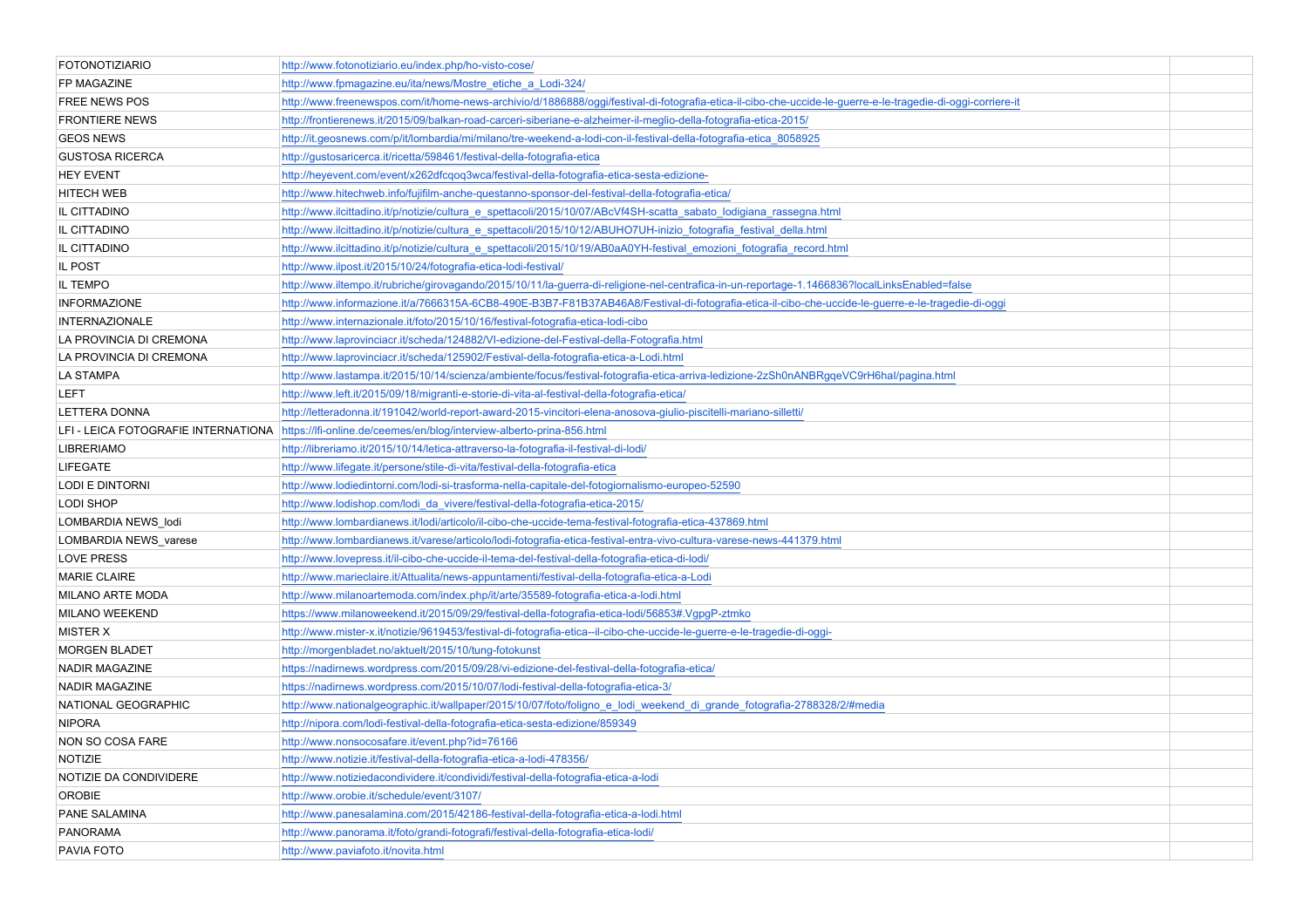| | | |
|---|---|---|
| FOTONOTIZIARIO | http://www.fotonotiziario.eu/index.php/ho-visto-cose/ | |
| FP MAGAZINE | http://www.fpmagazine.eu/ita/news/Mostre_etiche_a_Lodi-324/ | |
| FREE NEWS POS | http://www.freenewspos.com/it/home-news-archivio/d/1886888/oggi/festival-di-fotografia-etica-il-cibo-che-uccide-le-guerre-e-le-tragedie-di-oggi-corriere-it | |
| FRONTIERE NEWS | http://frontierenews.it/2015/09/balkan-road-carceri-siberiane-e-alzheimer-il-meglio-della-fotografia-etica-2015/ | |
| GEOS NEWS | http://it.geosnews.com/p/it/lombardia/mi/milano/tre-weekend-a-lodi-con-il-festival-della-fotografia-etica_8058925 | |
| GUSTOSA RICERCA | http://gustosaricerca.it/ricetta/598461/festival-della-fotografia-etica | |
| HEY EVENT | http://heyevent.com/event/x262dfcqoq3wca/festival-della-fotografia-etica-sesta-edizione- | |
| HITECH WEB | http://www.hitechweb.info/fujifilm-anche-questanno-sponsor-del-festival-della-fotografia-etica/ | |
| IL CITTADINO | http://www.ilcittadino.it/p/notizie/cultura_e_spettacoli/2015/10/07/ABcVf4SH-scatta_sabato_lodigiana_rassegna.html | |
| IL CITTADINO | http://www.ilcittadino.it/p/notizie/cultura_e_spettacoli/2015/10/12/ABUHO7UH-inizio_fotografia_festival_della.html | |
| IL CITTADINO | http://www.ilcittadino.it/p/notizie/cultura_e_spettacoli/2015/10/19/AB0aA0YH-festival_emozioni_fotografia_record.html | |
| IL POST | http://www.ilpost.it/2015/10/24/fotografia-etica-lodi-festival/ | |
| IL TEMPO | http://www.iltempo.it/rubriche/girovagando/2015/10/11/la-guerra-di-religione-nel-centrafica-in-un-reportage-1.1466836?localLinksEnabled=false | |
| INFORMAZIONE | http://www.informazione.it/a/7666315A-6CB8-490E-B3B7-F81B37AB46A8/Festival-di-fotografia-etica-il-cibo-che-uccide-le-guerre-e-le-tragedie-di-oggi | |
| INTERNAZIONALE | http://www.internazionale.it/foto/2015/10/16/festival-fotografia-etica-lodi-cibo | |
| LA PROVINCIA DI CREMONA | http://www.laprovinciacr.it/scheda/124882/VI-edizione-del-Festival-della-Fotografia.html | |
| LA PROVINCIA DI CREMONA | http://www.laprovinciacr.it/scheda/125902/Festival-della-fotografia-etica-a-Lodi.html | |
| LA STAMPA | http://www.lastampa.it/2015/10/14/scienza/ambiente/focus/festival-fotografia-etica-arriva-ledizione-2zSh0nANBRgqeVC9rH6hal/pagina.html | |
| LEFT | http://www.left.it/2015/09/18/migranti-e-storie-di-vita-al-festival-della-fotografia-etica/ | |
| LETTERA DONNA | http://letteradonna.it/191042/world-report-award-2015-vincitori-elena-anosova-giulio-piscitelli-mariano-silletti/ | |
| LFI - LEICA FOTOGRAFIE INTERNATIONA | https://lfi-online.de/ceemes/en/blog/interview-alberto-prina-856.html | |
| LIBRERIAMO | http://libreriamo.it/2015/10/14/letica-attraverso-la-fotografia-il-festival-di-lodi/ | |
| LIFEGATE | http://www.lifegate.it/persone/stile-di-vita/festival-della-fotografia-etica | |
| LODI E DINTORNI | http://www.lodiedintorni.com/lodi-si-trasforma-nella-capitale-del-fotogiornalismo-europeo-52590 | |
| LODI SHOP | http://www.lodishop.com/lodi_da_vivere/festival-della-fotografia-etica-2015/ | |
| LOMBARDIA NEWS_lodi | http://www.lombardianews.it/lodi/articolo/il-cibo-che-uccide-tema-festival-fotografia-etica-437869.html | |
| LOMBARDIA NEWS_varese | http://www.lombardianews.it/varese/articolo/lodi-fotografia-etica-festival-entra-vivo-cultura-varese-news-441379.html | |
| LOVE PRESS | http://www.lovepress.it/il-cibo-che-uccide-il-tema-del-festival-della-fotografia-etica-di-lodi/ | |
| MARIE CLAIRE | http://www.marieclaire.it/Attualita/news-appuntamenti/festival-della-fotografia-etica-a-Lodi | |
| MILANO ARTE MODA | http://www.milanoartemoda.com/index.php/it/arte/35589-fotografia-etica-a-lodi.html | |
| MILANO WEEKEND | https://www.milanoweekend.it/2015/09/29/festival-della-fotografia-etica-lodi/56853#.VgpgP-ztmko | |
| MISTER X | http://www.mister-x.it/notizie/9619453/festival-di-fotografia-etica--il-cibo-che-uccide-le-guerre-e-le-tragedie-di-oggi- | |
| MORGEN BLADET | http://morgenbladet.no/aktuelt/2015/10/tung-fotokunst | |
| NADIR MAGAZINE | https://nadirnews.wordpress.com/2015/09/28/vi-edizione-del-festival-della-fotografia-etica/ | |
| NADIR MAGAZINE | https://nadirnews.wordpress.com/2015/10/07/lodi-festival-della-fotografia-etica-3/ | |
| NATIONAL GEOGRAPHIC | http://www.nationalgeographic.it/wallpaper/2015/10/07/foto/foligno_e_lodi_weekend_di_grande_fotografia-2788328/2/#media | |
| NIPORA | http://nipora.com/lodi-festival-della-fotografia-etica-sesta-edizione/859349 | |
| NON SO COSA FARE | http://www.nonsocosafare.it/event.php?id=76166 | |
| NOTIZIE | http://www.notizie.it/festival-della-fotografia-etica-a-lodi-478356/ | |
| NOTIZIE DA CONDIVIDERE | http://www.notiziedacondividere.it/condividi/festival-della-fotografia-etica-a-lodi | |
| OROBIE | http://www.orobie.it/schedule/event/3107/ | |
| PANE SALAMINA | http://www.panesalamina.com/2015/42186-festival-della-fotografia-etica-a-lodi.html | |
| PANORAMA | http://www.panorama.it/foto/grandi-fotografi/festival-della-fotografia-etica-lodi/ | |
| PAVIA FOTO | http://www.paviafoto.it/novita.html | |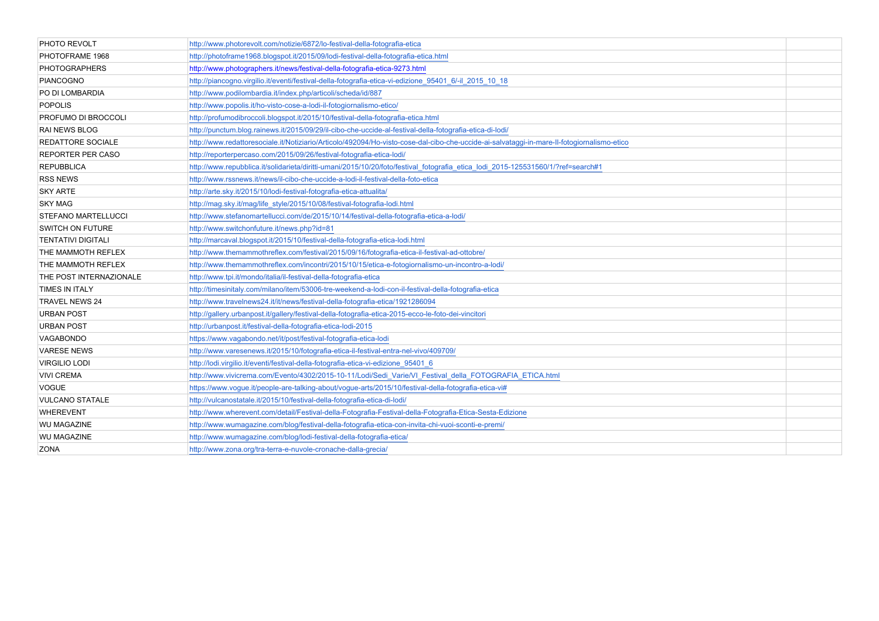| | | |
|---|---|---|
| PHOTO REVOLT | http://www.photorevolt.com/notizie/6872/lo-festival-della-fotografia-etica | |
| PHOTOFRAME 1968 | http://photoframe1968.blogspot.it/2015/09/lodi-festival-della-fotografia-etica.html | |
| PHOTOGRAPHERS | http://www.photographers.it/news/festival-della-fotografia-etica-9273.html | |
| PIANCOGNO | http://piancogno.virgilio.it/eventi/festival-della-fotografia-etica-vi-edizione_95401_6/-il_2015_10_18 | |
| PO DI LOMBARDIA | http://www.podilombardia.it/index.php/articoli/scheda/id/887 | |
| POPOLIS | http://www.popolis.it/ho-visto-cose-a-lodi-il-fotogiornalismo-etico/ | |
| PROFUMO DI BROCCOLI | http://profumodibroccoli.blogspot.it/2015/10/festival-della-fotografia-etica.html | |
| RAI NEWS BLOG | http://punctum.blog.rainews.it/2015/09/29/il-cibo-che-uccide-al-festival-della-fotografia-etica-di-lodi/ | |
| REDATTORE SOCIALE | http://www.redattoresociale.it/Notiziario/Articolo/492094/Ho-visto-cose-dal-cibo-che-uccide-ai-salvataggi-in-mare-Il-fotogiornalismo-etico | |
| REPORTER PER CASO | http://reporterpercaso.com/2015/09/26/festival-fotografia-etica-lodi/ | |
| REPUBBLICA | http://www.repubblica.it/solidarieta/diritti-umani/2015/10/20/foto/festival_fotografia_etica_lodi_2015-125531560/1/?ref=search#1 | |
| RSS NEWS | http://www.rssnews.it/news/il-cibo-che-uccide-a-lodi-il-festival-della-foto-etica | |
| SKY ARTE | http://arte.sky.it/2015/10/lodi-festival-fotografia-etica-attualita/ | |
| SKY MAG | http://mag.sky.it/mag/life_style/2015/10/08/festival-fotografia-lodi.html | |
| STEFANO MARTELLUCCI | http://www.stefanomartellucci.com/de/2015/10/14/festival-della-fotografia-etica-a-lodi/ | |
| SWITCH ON FUTURE | http://www.switchonfuture.it/news.php?id=81 | |
| TENTATIVI DIGITALI | http://marcaval.blogspot.it/2015/10/festival-della-fotografia-etica-lodi.html | |
| THE MAMMOTH REFLEX | http://www.themammothreflex.com/festival/2015/09/16/fotografia-etica-il-festival-ad-ottobre/ | |
| THE MAMMOTH REFLEX | http://www.themammothreflex.com/incontri/2015/10/15/etica-e-fotogiornalismo-un-incontro-a-lodi/ | |
| THE POST INTERNAZIONALE | http://www.tpi.it/mondo/italia/il-festival-della-fotografia-etica | |
| TIMES IN ITALY | http://timesinitaly.com/milano/item/53006-tre-weekend-a-lodi-con-il-festival-della-fotografia-etica | |
| TRAVEL NEWS 24 | http://www.travelnews24.it/it/news/festival-della-fotografia-etica/1921286094 | |
| URBAN POST | http://gallery.urbanpost.it/gallery/festival-della-fotografia-etica-2015-ecco-le-foto-dei-vincitori | |
| URBAN POST | http://urbanpost.it/festival-della-fotografia-etica-lodi-2015 | |
| VAGABONDO | https://www.vagabondo.net/it/post/festival-fotografia-etica-lodi | |
| VARESE NEWS | http://www.varesenews.it/2015/10/fotografia-etica-il-festival-entra-nel-vivo/409709/ | |
| VIRGILIO LODI | http://lodi.virgilio.it/eventi/festival-della-fotografia-etica-vi-edizione_95401_6 | |
| VIVI CREMA | http://www.vivicrema.com/Evento/4302/2015-10-11/Lodi/Sedi_Varie/VI_Festival_della_FOTOGRAFIA_ETICA.html | |
| VOGUE | https://www.vogue.it/people-are-talking-about/vogue-arts/2015/10/festival-della-fotografia-etica-vi# | |
| VULCANO STATALE | http://vulcanostatale.it/2015/10/festival-della-fotografia-etica-di-lodi/ | |
| WHEREVENT | http://www.wherevent.com/detail/Festival-della-Fotografia-Festival-della-Fotografia-Etica-Sesta-Edizione | |
| WU MAGAZINE | http://www.wumagazine.com/blog/festival-della-fotografia-etica-con-invita-chi-vuoi-sconti-e-premi/ | |
| WU MAGAZINE | http://www.wumagazine.com/blog/lodi-festival-della-fotografia-etica/ | |
| ZONA | http://www.zona.org/tra-terra-e-nuvole-cronache-dalla-grecia/ | |